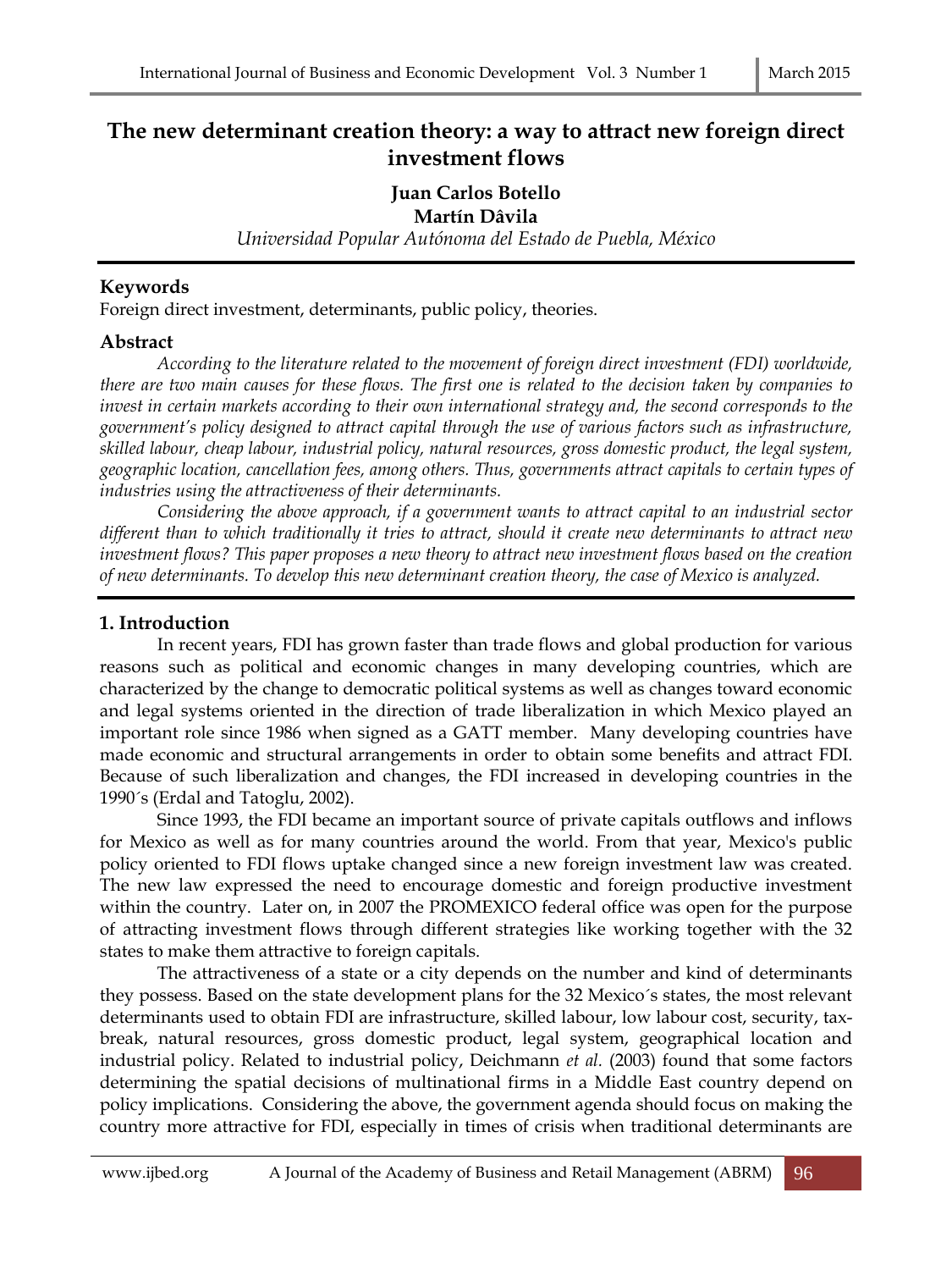# The new determinant creation theory: a way to attract new foreign direct investment flows

**Juan Carlos Botello**
**Martín Dâvila**
*Universidad Popular Autónoma del Estado de Puebla, México*

## Keywords

Foreign direct investment, determinants, public policy, theories.

## Abstract

*According to the literature related to the movement of foreign direct investment (FDI) worldwide, there are two main causes for these flows. The first one is related to the decision taken by companies to invest in certain markets according to their own international strategy and, the second corresponds to the government's policy designed to attract capital through the use of various factors such as infrastructure, skilled labour, cheap labour, industrial policy, natural resources, gross domestic product, the legal system, geographic location, cancellation fees, among others. Thus, governments attract capitals to certain types of industries using the attractiveness of their determinants.*

*Considering the above approach, if a government wants to attract capital to an industrial sector different than to which traditionally it tries to attract, should it create new determinants to attract new investment flows? This paper proposes a new theory to attract new investment flows based on the creation of new determinants. To develop this new determinant creation theory, the case of Mexico is analyzed.*

## 1. Introduction

In recent years, FDI has grown faster than trade flows and global production for various reasons such as political and economic changes in many developing countries, which are characterized by the change to democratic political systems as well as changes toward economic and legal systems oriented in the direction of trade liberalization in which Mexico played an important role since 1986 when signed as a GATT member. Many developing countries have made economic and structural arrangements in order to obtain some benefits and attract FDI. Because of such liberalization and changes, the FDI increased in developing countries in the 1990´s (Erdal and Tatoglu, 2002).

Since 1993, the FDI became an important source of private capitals outflows and inflows for Mexico as well as for many countries around the world. From that year, Mexico's public policy oriented to FDI flows uptake changed since a new foreign investment law was created. The new law expressed the need to encourage domestic and foreign productive investment within the country. Later on, in 2007 the PROMEXICO federal office was open for the purpose of attracting investment flows through different strategies like working together with the 32 states to make them attractive to foreign capitals.

The attractiveness of a state or a city depends on the number and kind of determinants they possess. Based on the state development plans for the 32 Mexico´s states, the most relevant determinants used to obtain FDI are infrastructure, skilled labour, low labour cost, security, tax-break, natural resources, gross domestic product, legal system, geographical location and industrial policy. Related to industrial policy, Deichmann *et al.* (2003) found that some factors determining the spatial decisions of multinational firms in a Middle East country depend on policy implications. Considering the above, the government agenda should focus on making the country more attractive for FDI, especially in times of crisis when traditional determinants are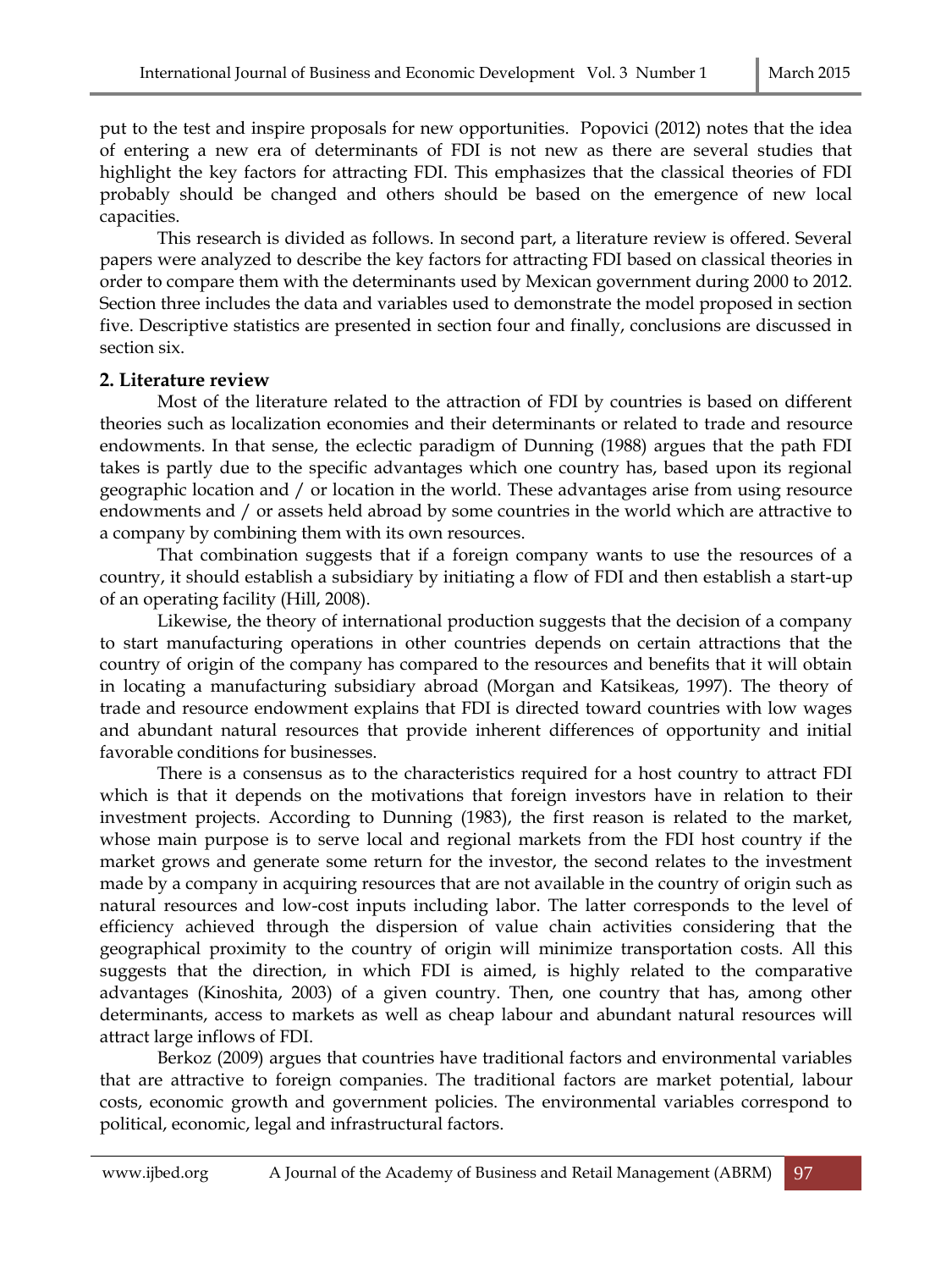put to the test and inspire proposals for new opportunities. Popovici (2012) notes that the idea of entering a new era of determinants of FDI is not new as there are several studies that highlight the key factors for attracting FDI. This emphasizes that the classical theories of FDI probably should be changed and others should be based on the emergence of new local capacities.

This research is divided as follows. In second part, a literature review is offered. Several papers were analyzed to describe the key factors for attracting FDI based on classical theories in order to compare them with the determinants used by Mexican government during 2000 to 2012. Section three includes the data and variables used to demonstrate the model proposed in section five. Descriptive statistics are presented in section four and finally, conclusions are discussed in section six.

## 2. Literature review

Most of the literature related to the attraction of FDI by countries is based on different theories such as localization economies and their determinants or related to trade and resource endowments. In that sense, the eclectic paradigm of Dunning (1988) argues that the path FDI takes is partly due to the specific advantages which one country has, based upon its regional geographic location and / or location in the world. These advantages arise from using resource endowments and / or assets held abroad by some countries in the world which are attractive to a company by combining them with its own resources.

That combination suggests that if a foreign company wants to use the resources of a country, it should establish a subsidiary by initiating a flow of FDI and then establish a start-up of an operating facility (Hill, 2008).

Likewise, the theory of international production suggests that the decision of a company to start manufacturing operations in other countries depends on certain attractions that the country of origin of the company has compared to the resources and benefits that it will obtain in locating a manufacturing subsidiary abroad (Morgan and Katsikeas, 1997). The theory of trade and resource endowment explains that FDI is directed toward countries with low wages and abundant natural resources that provide inherent differences of opportunity and initial favorable conditions for businesses.

There is a consensus as to the characteristics required for a host country to attract FDI which is that it depends on the motivations that foreign investors have in relation to their investment projects. According to Dunning (1983), the first reason is related to the market, whose main purpose is to serve local and regional markets from the FDI host country if the market grows and generate some return for the investor, the second relates to the investment made by a company in acquiring resources that are not available in the country of origin such as natural resources and low-cost inputs including labor. The latter corresponds to the level of efficiency achieved through the dispersion of value chain activities considering that the geographical proximity to the country of origin will minimize transportation costs. All this suggests that the direction, in which FDI is aimed, is highly related to the comparative advantages (Kinoshita, 2003) of a given country. Then, one country that has, among other determinants, access to markets as well as cheap labour and abundant natural resources will attract large inflows of FDI.

Berkoz (2009) argues that countries have traditional factors and environmental variables that are attractive to foreign companies. The traditional factors are market potential, labour costs, economic growth and government policies. The environmental variables correspond to political, economic, legal and infrastructural factors.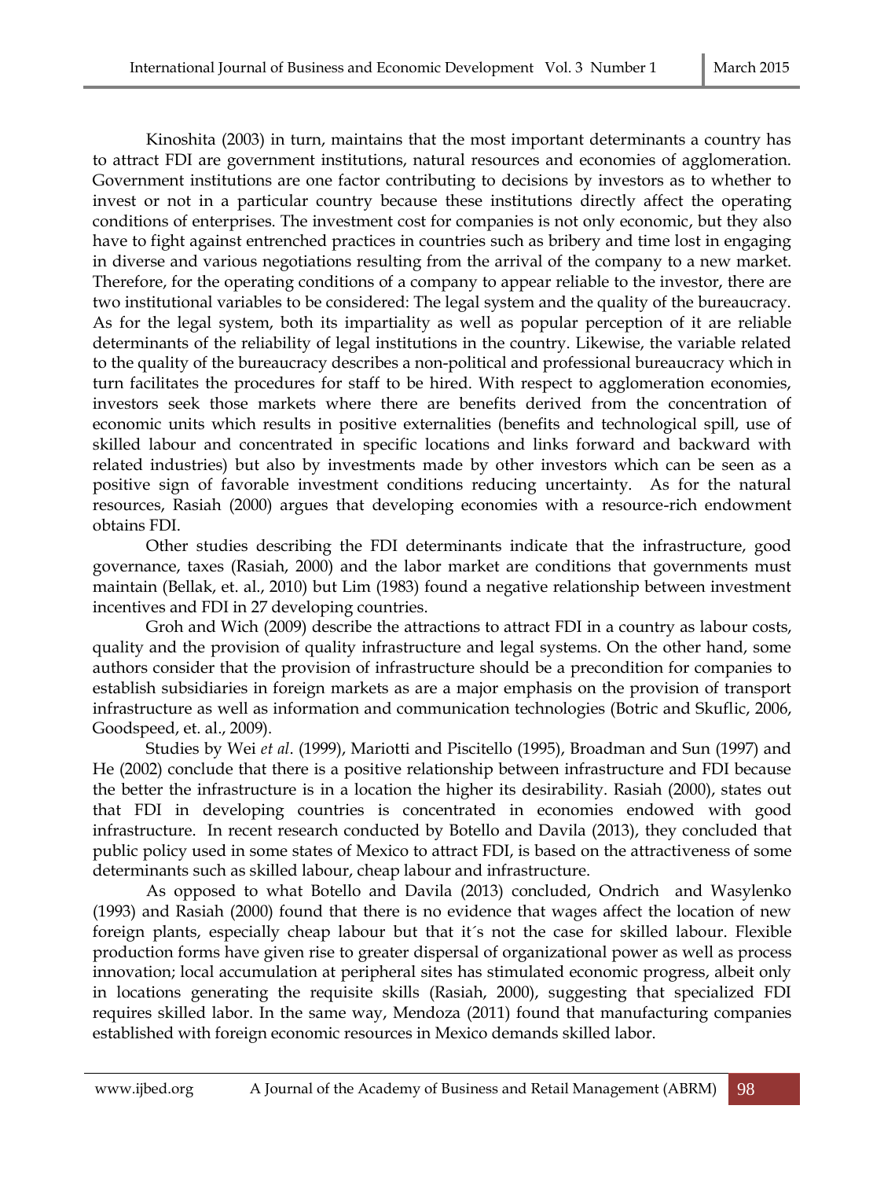Kinoshita (2003) in turn, maintains that the most important determinants a country has to attract FDI are government institutions, natural resources and economies of agglomeration. Government institutions are one factor contributing to decisions by investors as to whether to invest or not in a particular country because these institutions directly affect the operating conditions of enterprises. The investment cost for companies is not only economic, but they also have to fight against entrenched practices in countries such as bribery and time lost in engaging in diverse and various negotiations resulting from the arrival of the company to a new market. Therefore, for the operating conditions of a company to appear reliable to the investor, there are two institutional variables to be considered: The legal system and the quality of the bureaucracy. As for the legal system, both its impartiality as well as popular perception of it are reliable determinants of the reliability of legal institutions in the country. Likewise, the variable related to the quality of the bureaucracy describes a non-political and professional bureaucracy which in turn facilitates the procedures for staff to be hired. With respect to agglomeration economies, investors seek those markets where there are benefits derived from the concentration of economic units which results in positive externalities (benefits and technological spill, use of skilled labour and concentrated in specific locations and links forward and backward with related industries) but also by investments made by other investors which can be seen as a positive sign of favorable investment conditions reducing uncertainty. As for the natural resources, Rasiah (2000) argues that developing economies with a resource-rich endowment obtains FDI.

Other studies describing the FDI determinants indicate that the infrastructure, good governance, taxes (Rasiah, 2000) and the labor market are conditions that governments must maintain (Bellak, et. al., 2010) but Lim (1983) found a negative relationship between investment incentives and FDI in 27 developing countries.

Groh and Wich (2009) describe the attractions to attract FDI in a country as labour costs, quality and the provision of quality infrastructure and legal systems. On the other hand, some authors consider that the provision of infrastructure should be a precondition for companies to establish subsidiaries in foreign markets as are a major emphasis on the provision of transport infrastructure as well as information and communication technologies (Botric and Skuflic, 2006, Goodspeed, et. al., 2009).

Studies by Wei *et al*. (1999), Mariotti and Piscitello (1995), Broadman and Sun (1997) and He (2002) conclude that there is a positive relationship between infrastructure and FDI because the better the infrastructure is in a location the higher its desirability. Rasiah (2000), states out that FDI in developing countries is concentrated in economies endowed with good infrastructure. In recent research conducted by Botello and Davila (2013), they concluded that public policy used in some states of Mexico to attract FDI, is based on the attractiveness of some determinants such as skilled labour, cheap labour and infrastructure.

As opposed to what Botello and Davila (2013) concluded, Ondrich and Wasylenko (1993) and Rasiah (2000) found that there is no evidence that wages affect the location of new foreign plants, especially cheap labour but that it´s not the case for skilled labour. Flexible production forms have given rise to greater dispersal of organizational power as well as process innovation; local accumulation at peripheral sites has stimulated economic progress, albeit only in locations generating the requisite skills (Rasiah, 2000), suggesting that specialized FDI requires skilled labor. In the same way, Mendoza (2011) found that manufacturing companies established with foreign economic resources in Mexico demands skilled labor.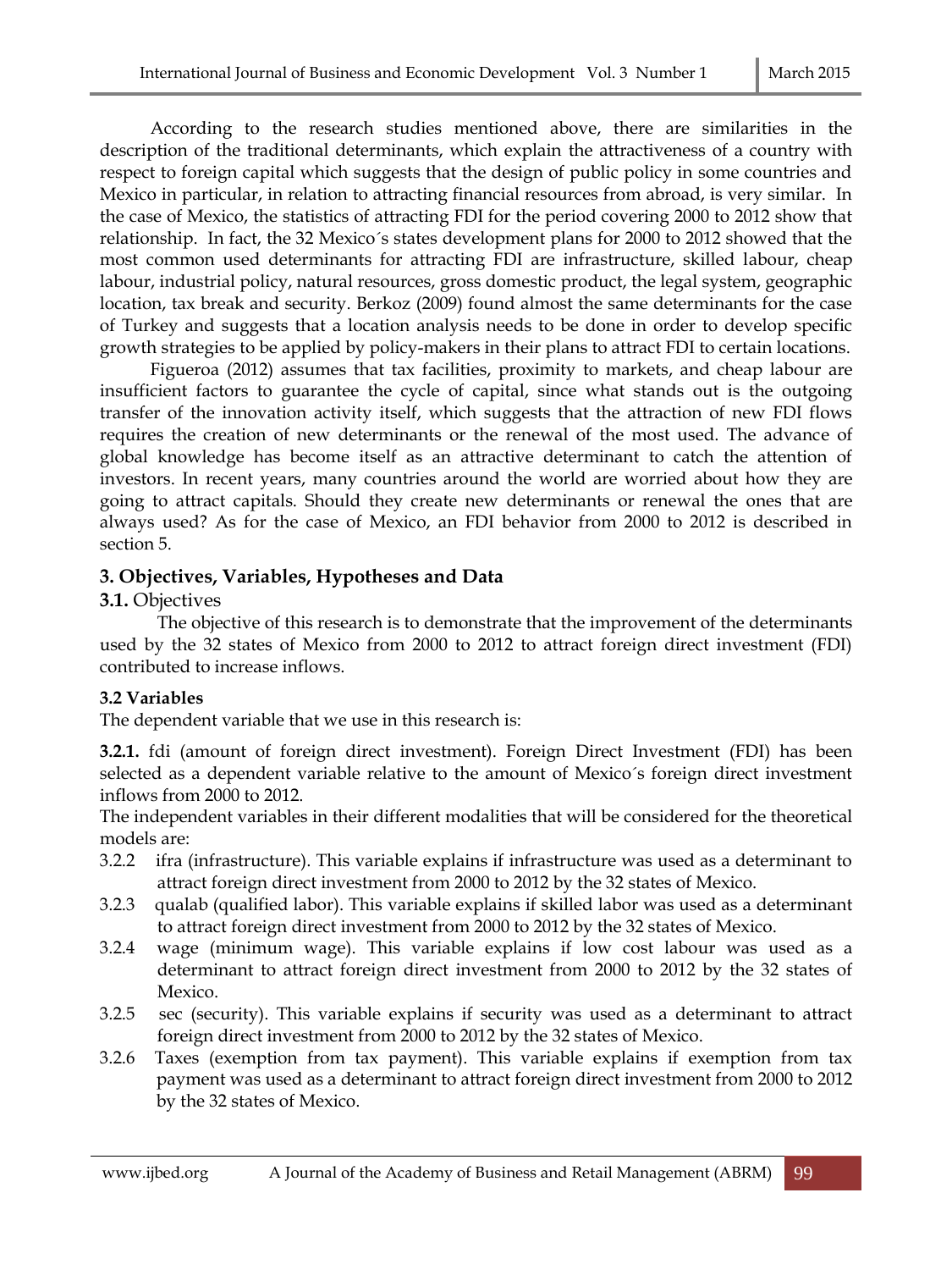According to the research studies mentioned above, there are similarities in the description of the traditional determinants, which explain the attractiveness of a country with respect to foreign capital which suggests that the design of public policy in some countries and Mexico in particular, in relation to attracting financial resources from abroad, is very similar. In the case of Mexico, the statistics of attracting FDI for the period covering 2000 to 2012 show that relationship. In fact, the 32 Mexico´s states development plans for 2000 to 2012 showed that the most common used determinants for attracting FDI are infrastructure, skilled labour, cheap labour, industrial policy, natural resources, gross domestic product, the legal system, geographic location, tax break and security. Berkoz (2009) found almost the same determinants for the case of Turkey and suggests that a location analysis needs to be done in order to develop specific growth strategies to be applied by policy-makers in their plans to attract FDI to certain locations.

Figueroa (2012) assumes that tax facilities, proximity to markets, and cheap labour are insufficient factors to guarantee the cycle of capital, since what stands out is the outgoing transfer of the innovation activity itself, which suggests that the attraction of new FDI flows requires the creation of new determinants or the renewal of the most used. The advance of global knowledge has become itself as an attractive determinant to catch the attention of investors. In recent years, many countries around the world are worried about how they are going to attract capitals. Should they create new determinants or renewal the ones that are always used? As for the case of Mexico, an FDI behavior from 2000 to 2012 is described in section 5.

## 3. Objectives, Variables, Hypotheses and Data

### 3.1. Objectives

The objective of this research is to demonstrate that the improvement of the determinants used by the 32 states of Mexico from 2000 to 2012 to attract foreign direct investment (FDI) contributed to increase inflows.

### 3.2 Variables

The dependent variable that we use in this research is:

**3.2.1.** fdi (amount of foreign direct investment). Foreign Direct Investment (FDI) has been selected as a dependent variable relative to the amount of Mexico´s foreign direct investment inflows from 2000 to 2012.

The independent variables in their different modalities that will be considered for the theoretical models are:

3.2.2 ifra (infrastructure). This variable explains if infrastructure was used as a determinant to attract foreign direct investment from 2000 to 2012 by the 32 states of Mexico.

3.2.3 qualab (qualified labor). This variable explains if skilled labor was used as a determinant to attract foreign direct investment from 2000 to 2012 by the 32 states of Mexico.

3.2.4 wage (minimum wage). This variable explains if low cost labour was used as a determinant to attract foreign direct investment from 2000 to 2012 by the 32 states of Mexico.

3.2.5 sec (security). This variable explains if security was used as a determinant to attract foreign direct investment from 2000 to 2012 by the 32 states of Mexico.

3.2.6 Taxes (exemption from tax payment). This variable explains if exemption from tax payment was used as a determinant to attract foreign direct investment from 2000 to 2012 by the 32 states of Mexico.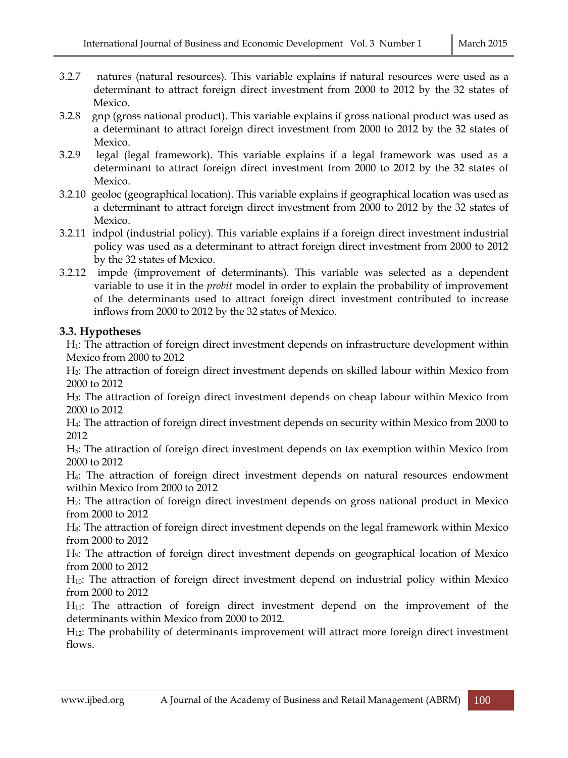3.2.7 natures (natural resources). This variable explains if natural resources were used as a determinant to attract foreign direct investment from 2000 to 2012 by the 32 states of Mexico.

3.2.8 gnp (gross national product). This variable explains if gross national product was used as a determinant to attract foreign direct investment from 2000 to 2012 by the 32 states of Mexico.

3.2.9 legal (legal framework). This variable explains if a legal framework was used as a determinant to attract foreign direct investment from 2000 to 2012 by the 32 states of Mexico.

3.2.10 geoloc (geographical location). This variable explains if geographical location was used as a determinant to attract foreign direct investment from 2000 to 2012 by the 32 states of Mexico.

3.2.11 indpol (industrial policy). This variable explains if a foreign direct investment industrial policy was used as a determinant to attract foreign direct investment from 2000 to 2012 by the 32 states of Mexico.

3.2.12 impde (improvement of determinants). This variable was selected as a dependent variable to use it in the *probit* model in order to explain the probability of improvement of the determinants used to attract foreign direct investment contributed to increase inflows from 2000 to 2012 by the 32 states of Mexico.

### 3.3. Hypotheses

$H_1$: The attraction of foreign direct investment depends on infrastructure development within Mexico from 2000 to 2012

$H_2$: The attraction of foreign direct investment depends on skilled labour within Mexico from 2000 to 2012

$H_3$: The attraction of foreign direct investment depends on cheap labour within Mexico from 2000 to 2012

$H_4$: The attraction of foreign direct investment depends on security within Mexico from 2000 to 2012

$H_5$: The attraction of foreign direct investment depends on tax exemption within Mexico from 2000 to 2012

$H_6$: The attraction of foreign direct investment depends on natural resources endowment within Mexico from 2000 to 2012

$H_7$: The attraction of foreign direct investment depends on gross national product in Mexico from 2000 to 2012

$H_8$: The attraction of foreign direct investment depends on the legal framework within Mexico from 2000 to 2012

$H_9$: The attraction of foreign direct investment depends on geographical location of Mexico from 2000 to 2012

$H_{10}$: The attraction of foreign direct investment depend on industrial policy within Mexico from 2000 to 2012

$H_{11}$: The attraction of foreign direct investment depend on the improvement of the determinants within Mexico from 2000 to 2012.

$H_{12}$: The probability of determinants improvement will attract more foreign direct investment flows.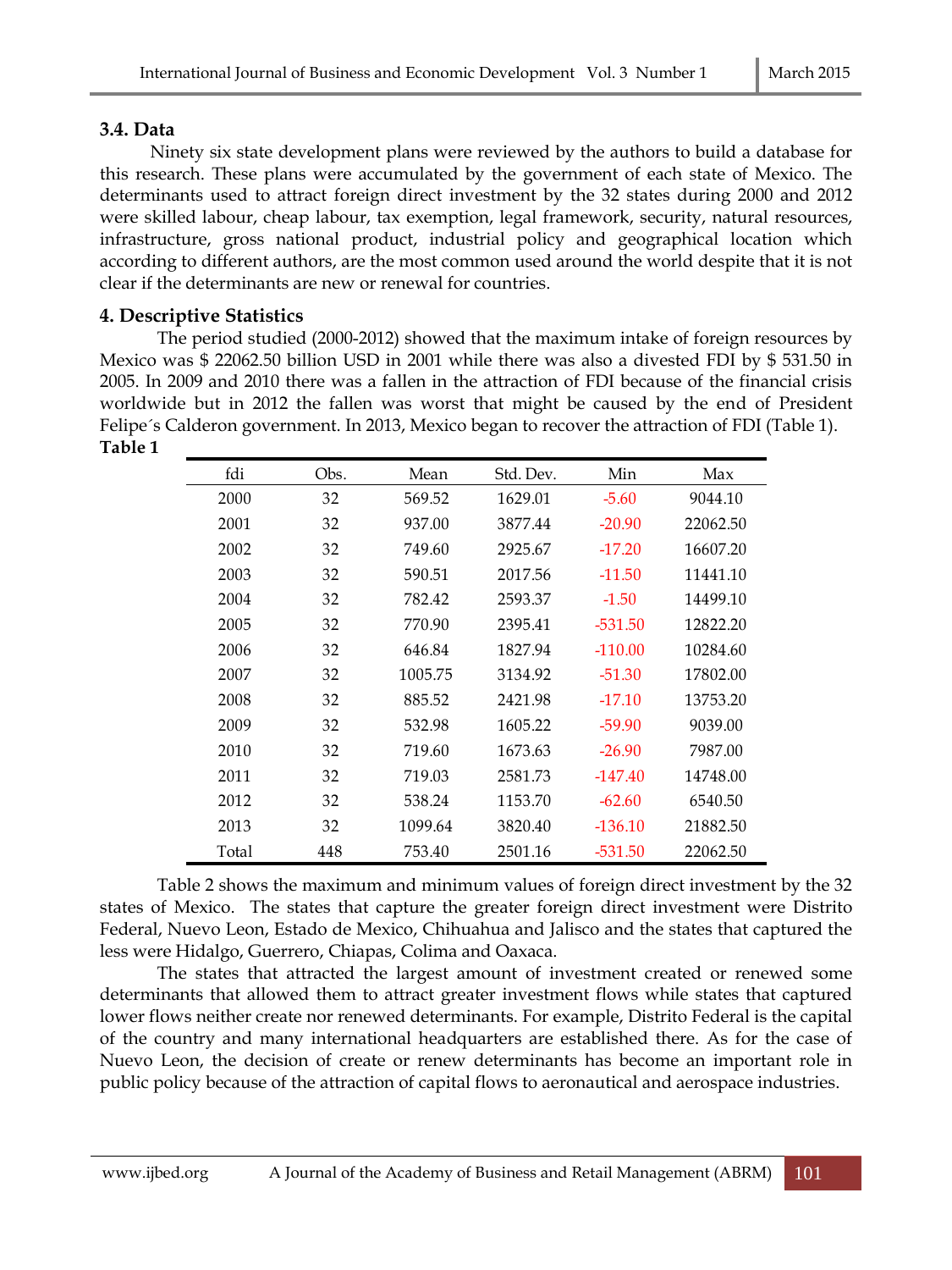### 3.4. Data

Ninety six state development plans were reviewed by the authors to build a database for this research. These plans were accumulated by the government of each state of Mexico. The determinants used to attract foreign direct investment by the 32 states during 2000 and 2012 were skilled labour, cheap labour, tax exemption, legal framework, security, natural resources, infrastructure, gross national product, industrial policy and geographical location which according to different authors, are the most common used around the world despite that it is not clear if the determinants are new or renewal for countries.

## 4. Descriptive Statistics

The period studied (2000-2012) showed that the maximum intake of foreign resources by Mexico was $ 22062.50 billion USD in 2001 while there was also a divested FDI by $ 531.50 in 2005. In 2009 and 2010 there was a fallen in the attraction of FDI because of the financial crisis worldwide but in 2012 the fallen was worst that might be caused by the end of President Felipe´s Calderon government. In 2013, Mexico began to recover the attraction of FDI (Table 1).

**Table 1**

| fdi | Obs. | Mean | Std. Dev. | Min | Max |
|---|---|---|---|---|---|
| 2000 | 32 | 569.52 | 1629.01 | -5.60 | 9044.10 |
| 2001 | 32 | 937.00 | 3877.44 | -20.90 | 22062.50 |
| 2002 | 32 | 749.60 | 2925.67 | -17.20 | 16607.20 |
| 2003 | 32 | 590.51 | 2017.56 | -11.50 | 11441.10 |
| 2004 | 32 | 782.42 | 2593.37 | -1.50 | 14499.10 |
| 2005 | 32 | 770.90 | 2395.41 | -531.50 | 12822.20 |
| 2006 | 32 | 646.84 | 1827.94 | -110.00 | 10284.60 |
| 2007 | 32 | 1005.75 | 3134.92 | -51.30 | 17802.00 |
| 2008 | 32 | 885.52 | 2421.98 | -17.10 | 13753.20 |
| 2009 | 32 | 532.98 | 1605.22 | -59.90 | 9039.00 |
| 2010 | 32 | 719.60 | 1673.63 | -26.90 | 7987.00 |
| 2011 | 32 | 719.03 | 2581.73 | -147.40 | 14748.00 |
| 2012 | 32 | 538.24 | 1153.70 | -62.60 | 6540.50 |
| 2013 | 32 | 1099.64 | 3820.40 | -136.10 | 21882.50 |
| Total | 448 | 753.40 | 2501.16 | -531.50 | 22062.50 |

Table 2 shows the maximum and minimum values of foreign direct investment by the 32 states of Mexico. The states that capture the greater foreign direct investment were Distrito Federal, Nuevo Leon, Estado de Mexico, Chihuahua and Jalisco and the states that captured the less were Hidalgo, Guerrero, Chiapas, Colima and Oaxaca.

The states that attracted the largest amount of investment created or renewed some determinants that allowed them to attract greater investment flows while states that captured lower flows neither create nor renewed determinants. For example, Distrito Federal is the capital of the country and many international headquarters are established there. As for the case of Nuevo Leon, the decision of create or renew determinants has become an important role in public policy because of the attraction of capital flows to aeronautical and aerospace industries.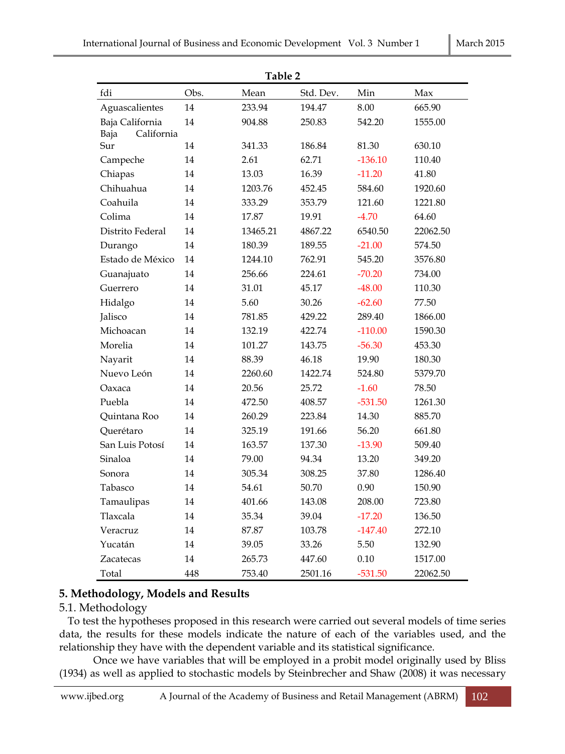**Table 2**

| fdi | Obs. | Mean | Std. Dev. | Min | Max |
|---|---|---|---|---|---|
| Aguascalientes | 14 | 233.94 | 194.47 | 8.00 | 665.90 |
| Baja California | 14 | 904.88 | 250.83 | 542.20 | 1555.00 |
| Baja California Sur | 14 | 341.33 | 186.84 | 81.30 | 630.10 |
| Campeche | 14 | 2.61 | 62.71 | -136.10 | 110.40 |
| Chiapas | 14 | 13.03 | 16.39 | -11.20 | 41.80 |
| Chihuahua | 14 | 1203.76 | 452.45 | 584.60 | 1920.60 |
| Coahuila | 14 | 333.29 | 353.79 | 121.60 | 1221.80 |
| Colima | 14 | 17.87 | 19.91 | -4.70 | 64.60 |
| Distrito Federal | 14 | 13465.21 | 4867.22 | 6540.50 | 22062.50 |
| Durango | 14 | 180.39 | 189.55 | -21.00 | 574.50 |
| Estado de México | 14 | 1244.10 | 762.91 | 545.20 | 3576.80 |
| Guanajuato | 14 | 256.66 | 224.61 | -70.20 | 734.00 |
| Guerrero | 14 | 31.01 | 45.17 | -48.00 | 110.30 |
| Hidalgo | 14 | 5.60 | 30.26 | -62.60 | 77.50 |
| Jalisco | 14 | 781.85 | 429.22 | 289.40 | 1866.00 |
| Michoacan | 14 | 132.19 | 422.74 | -110.00 | 1590.30 |
| Morelia | 14 | 101.27 | 143.75 | -56.30 | 453.30 |
| Nayarit | 14 | 88.39 | 46.18 | 19.90 | 180.30 |
| Nuevo León | 14 | 2260.60 | 1422.74 | 524.80 | 5379.70 |
| Oaxaca | 14 | 20.56 | 25.72 | -1.60 | 78.50 |
| Puebla | 14 | 472.50 | 408.57 | -531.50 | 1261.30 |
| Quintana Roo | 14 | 260.29 | 223.84 | 14.30 | 885.70 |
| Querétaro | 14 | 325.19 | 191.66 | 56.20 | 661.80 |
| San Luis Potosí | 14 | 163.57 | 137.30 | -13.90 | 509.40 |
| Sinaloa | 14 | 79.00 | 94.34 | 13.20 | 349.20 |
| Sonora | 14 | 305.34 | 308.25 | 37.80 | 1286.40 |
| Tabasco | 14 | 54.61 | 50.70 | 0.90 | 150.90 |
| Tamaulipas | 14 | 401.66 | 143.08 | 208.00 | 723.80 |
| Tlaxcala | 14 | 35.34 | 39.04 | -17.20 | 136.50 |
| Veracruz | 14 | 87.87 | 103.78 | -147.40 | 272.10 |
| Yucatán | 14 | 39.05 | 33.26 | 5.50 | 132.90 |
| Zacatecas | 14 | 265.73 | 447.60 | 0.10 | 1517.00 |
| Total | 448 | 753.40 | 2501.16 | -531.50 | 22062.50 |

## 5. Methodology, Models and Results

### 5.1. Methodology

To test the hypotheses proposed in this research were carried out several models of time series data, the results for these models indicate the nature of each of the variables used, and the relationship they have with the dependent variable and its statistical significance.

Once we have variables that will be employed in a probit model originally used by Bliss (1934) as well as applied to stochastic models by Steinbrecher and Shaw (2008) it was necessary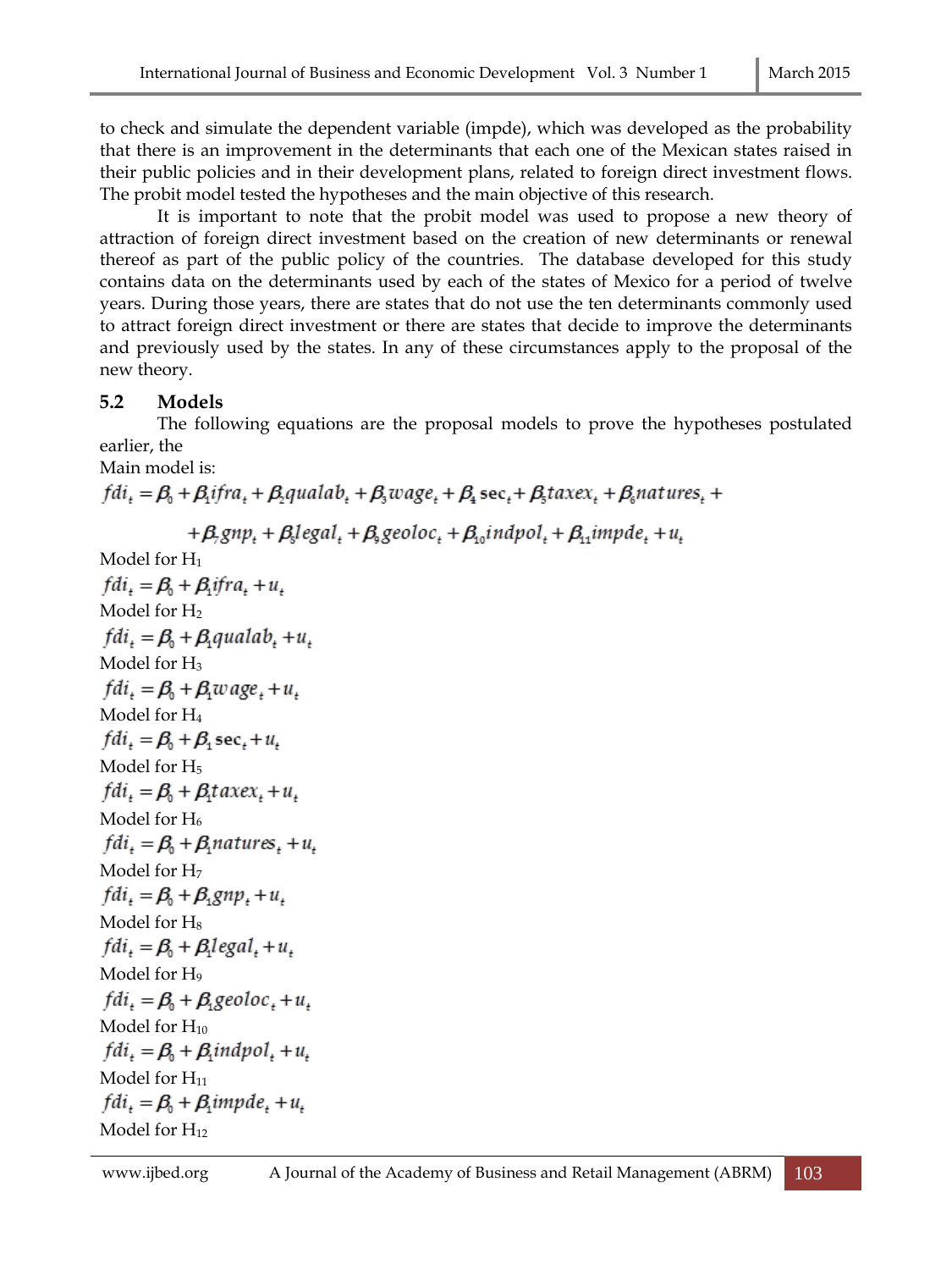to check and simulate the dependent variable (impde), which was developed as the probability that there is an improvement in the determinants that each one of the Mexican states raised in their public policies and in their development plans, related to foreign direct investment flows. The probit model tested the hypotheses and the main objective of this research.

It is important to note that the probit model was used to propose a new theory of attraction of foreign direct investment based on the creation of new determinants or renewal thereof as part of the public policy of the countries. The database developed for this study contains data on the determinants used by each of the states of Mexico for a period of twelve years. During those years, there are states that do not use the ten determinants commonly used to attract foreign direct investment or there are states that decide to improve the determinants and previously used by the states. In any of these circumstances apply to the proposal of the new theory.

### 5.2 Models

The following equations are the proposal models to prove the hypotheses postulated earlier, the

Main model is:

$$fdi_t = \beta_0 + \beta_1 ifra_t + \beta_2 qualab_t + \beta_3 wage_t + \beta_4 \sec_t + \beta_5 taxex_t + \beta_6 natures_t + $$
$$+ \beta_7 gnp_t + \beta_8 legal_t + \beta_9 geoloc_t + \beta_{10} indpol_t + \beta_{11} impde_t + u_t$$

Model for $H_1$

$$fdi_t = \beta_0 + \beta_1 ifra_t + u_t$$

Model for $H_2$

$$fdi_t = \beta_0 + \beta_1 qualab_t + u_t$$

Model for $H_3$

$$fdi_t = \beta_0 + \beta_1 wage_t + u_t$$

Model for $H_4$

$$fdi_t = \beta_0 + \beta_1 \sec_t + u_t$$

Model for $H_5$

$$fdi_t = \beta_0 + \beta_1 taxex_t + u_t$$

Model for $H_6$

$$fdi_t = \beta_0 + \beta_1 natures_t + u_t$$

Model for $H_7$

$$fdi_t = \beta_0 + \beta_1 gnp_t + u_t$$

Model for $H_8$

$$fdi_t = \beta_0 + \beta_1 legal_t + u_t$$

Model for $H_9$

$$fdi_t = \beta_0 + \beta_1 geoloc_t + u_t$$

Model for $H_{10}$

$$fdi_t = \beta_0 + \beta_1 indpol_t + u_t$$

Model for $H_{11}$

$$fdi_t = \beta_0 + \beta_1 impde_t + u_t$$

Model for $H_{12}$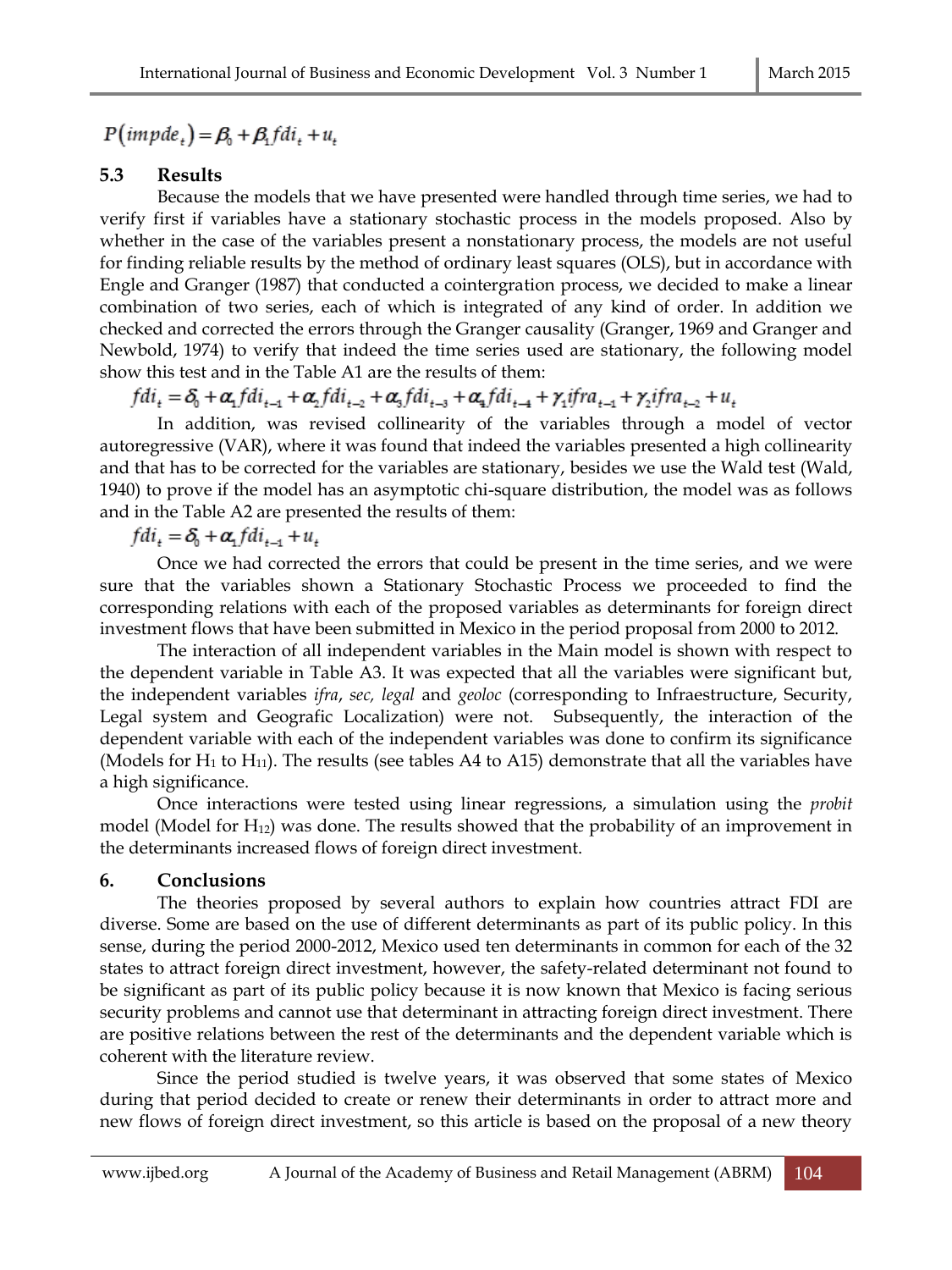$$P(impde_t) = \beta_0 + \beta_1 fdi_t + u_t$$

### 5.3 Results

Because the models that we have presented were handled through time series, we had to verify first if variables have a stationary stochastic process in the models proposed. Also by whether in the case of the variables present a nonstationary process, the models are not useful for finding reliable results by the method of ordinary least squares (OLS), but in accordance with Engle and Granger (1987) that conducted a cointergration process, we decided to make a linear combination of two series, each of which is integrated of any kind of order. In addition we checked and corrected the errors through the Granger causality (Granger, 1969 and Granger and Newbold, 1974) to verify that indeed the time series used are stationary, the following model show this test and in the Table A1 are the results of them:

$$fdi_t = \delta_0 + \alpha_1 fdi_{t-1} + \alpha_2 fdi_{t-2} + \alpha_3 fdi_{t-3} + \alpha_4 fdi_{t-4} + \gamma_1 ifra_{t-1} + \gamma_2 ifra_{t-2} + u_t$$

In addition, was revised collinearity of the variables through a model of vector autoregressive (VAR), where it was found that indeed the variables presented a high collinearity and that has to be corrected for the variables are stationary, besides we use the Wald test (Wald, 1940) to prove if the model has an asymptotic chi-square distribution, the model was as follows and in the Table A2 are presented the results of them:

$$fdi_t = \delta_0 + \alpha_1 fdi_{t-1} + u_t$$

Once we had corrected the errors that could be present in the time series, and we were sure that the variables shown a Stationary Stochastic Process we proceeded to find the corresponding relations with each of the proposed variables as determinants for foreign direct investment flows that have been submitted in Mexico in the period proposal from 2000 to 2012.

The interaction of all independent variables in the Main model is shown with respect to the dependent variable in Table A3. It was expected that all the variables were significant but, the independent variables *ifra*, *sec, legal* and *geoloc* (corresponding to Infraestructure, Security, Legal system and Geografic Localization) were not. Subsequently, the interaction of the dependent variable with each of the independent variables was done to confirm its significance (Models for $H_1$ to $H_{11}$). The results (see tables A4 to A15) demonstrate that all the variables have a high significance.

Once interactions were tested using linear regressions, a simulation using the *probit* model (Model for $H_{12}$) was done. The results showed that the probability of an improvement in the determinants increased flows of foreign direct investment.

## 6. Conclusions

The theories proposed by several authors to explain how countries attract FDI are diverse. Some are based on the use of different determinants as part of its public policy. In this sense, during the period 2000-2012, Mexico used ten determinants in common for each of the 32 states to attract foreign direct investment, however, the safety-related determinant not found to be significant as part of its public policy because it is now known that Mexico is facing serious security problems and cannot use that determinant in attracting foreign direct investment. There are positive relations between the rest of the determinants and the dependent variable which is coherent with the literature review.

Since the period studied is twelve years, it was observed that some states of Mexico during that period decided to create or renew their determinants in order to attract more and new flows of foreign direct investment, so this article is based on the proposal of a new theory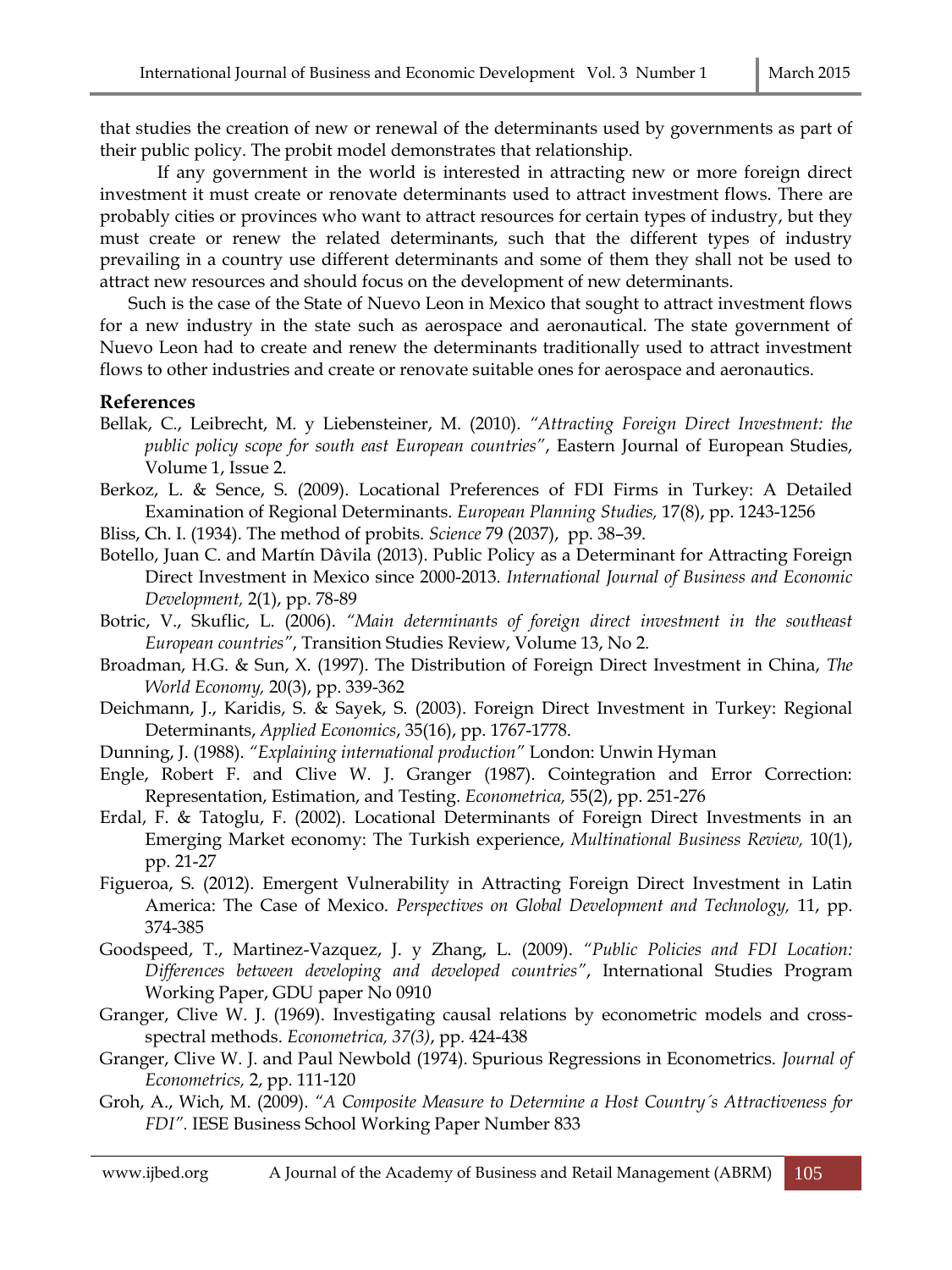that studies the creation of new or renewal of the determinants used by governments as part of their public policy. The probit model demonstrates that relationship.

If any government in the world is interested in attracting new or more foreign direct investment it must create or renovate determinants used to attract investment flows. There are probably cities or provinces who want to attract resources for certain types of industry, but they must create or renew the related determinants, such that the different types of industry prevailing in a country use different determinants and some of them they shall not be used to attract new resources and should focus on the development of new determinants.

Such is the case of the State of Nuevo Leon in Mexico that sought to attract investment flows for a new industry in the state such as aerospace and aeronautical. The state government of Nuevo Leon had to create and renew the determinants traditionally used to attract investment flows to other industries and create or renovate suitable ones for aerospace and aeronautics.

## References

Bellak, C., Leibrecht, M. y Liebensteiner, M. (2010). *"Attracting Foreign Direct Investment: the public policy scope for south east European countries"*, Eastern Journal of European Studies, Volume 1, Issue 2.

Berkoz, L. & Sence, S. (2009). Locational Preferences of FDI Firms in Turkey: A Detailed Examination of Regional Determinants. *European Planning Studies,* 17(8), pp. 1243-1256

Bliss, Ch. I. (1934). The method of probits. *Science* 79 (2037), pp. 38–39.

Botello, Juan C. and Martín Dâvila (2013). Public Policy as a Determinant for Attracting Foreign Direct Investment in Mexico since 2000-2013. *International Journal of Business and Economic Development,* 2(1), pp. 78-89

Botric, V., Skuflic, L. (2006). *"Main determinants of foreign direct investment in the southeast European countries"*, Transition Studies Review, Volume 13, No 2.

Broadman, H.G. & Sun, X. (1997). The Distribution of Foreign Direct Investment in China, *The World Economy,* 20(3), pp. 339-362

Deichmann, J., Karidis, S. & Sayek, S. (2003). Foreign Direct Investment in Turkey: Regional Determinants, *Applied Economics*, 35(16), pp. 1767-1778.

Dunning, J. (1988). *"Explaining international production"* London: Unwin Hyman

Engle, Robert F. and Clive W. J. Granger (1987). Cointegration and Error Correction: Representation, Estimation, and Testing. *Econometrica,* 55(2), pp. 251-276

Erdal, F. & Tatoglu, F. (2002). Locational Determinants of Foreign Direct Investments in an Emerging Market economy: The Turkish experience, *Multinational Business Review,* 10(1), pp. 21-27

Figueroa, S. (2012). Emergent Vulnerability in Attracting Foreign Direct Investment in Latin America: The Case of Mexico. *Perspectives on Global Development and Technology,* 11, pp. 374-385

Goodspeed, T., Martinez-Vazquez, J. y Zhang, L. (2009). *"Public Policies and FDI Location: Differences between developing and developed countries"*, International Studies Program Working Paper, GDU paper No 0910

Granger, Clive W. J. (1969). Investigating causal relations by econometric models and cross-spectral methods. *Econometrica, 37(3)*, pp. 424-438

Granger, Clive W. J. and Paul Newbold (1974). Spurious Regressions in Econometrics. *Journal of Econometrics,* 2, pp. 111-120

Groh, A., Wich, M. (2009). *"A Composite Measure to Determine a Host Country´s Attractiveness for FDI"*. IESE Business School Working Paper Number 833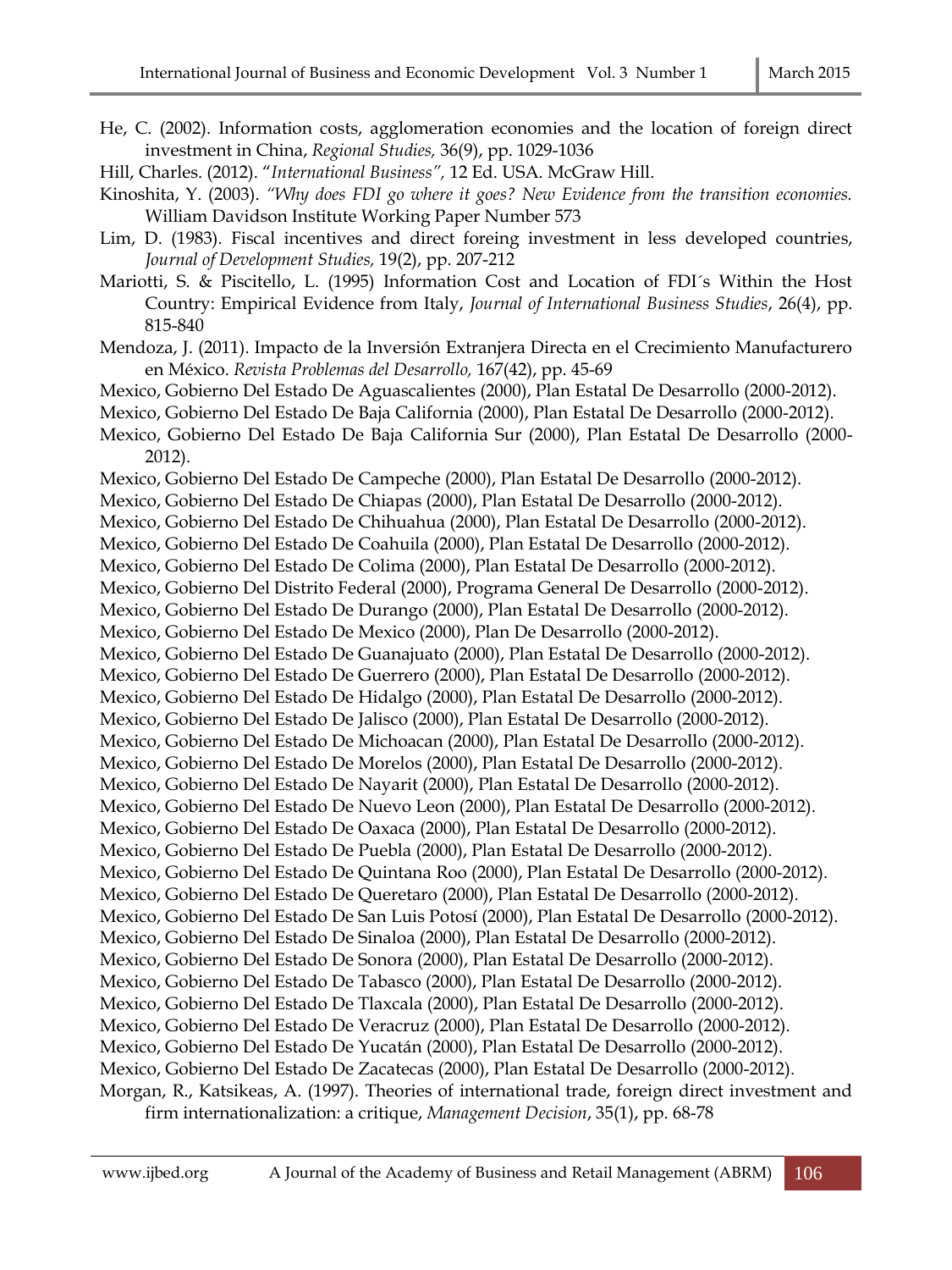He, C. (2002). Information costs, agglomeration economies and the location of foreign direct investment in China, *Regional Studies,* 36(9), pp. 1029-1036

Hill, Charles. (2012). "*International Business",* 12 Ed. USA. McGraw Hill.

Kinoshita, Y. (2003). *"Why does FDI go where it goes? New Evidence from the transition economies.* William Davidson Institute Working Paper Number 573

Lim, D. (1983). Fiscal incentives and direct foreing investment in less developed countries, *Journal of Development Studies,* 19(2), pp. 207-212

Mariotti, S. & Piscitello, L. (1995) Information Cost and Location of FDI´s Within the Host Country: Empirical Evidence from Italy, *Journal of International Business Studies*, 26(4), pp. 815-840

Mendoza, J. (2011). Impacto de la Inversión Extranjera Directa en el Crecimiento Manufacturero en México. *Revista Problemas del Desarrollo,* 167(42), pp. 45-69

Mexico, Gobierno Del Estado De Aguascalientes (2000), Plan Estatal De Desarrollo (2000-2012).

Mexico, Gobierno Del Estado De Baja California (2000), Plan Estatal De Desarrollo (2000-2012).

Mexico, Gobierno Del Estado De Baja California Sur (2000), Plan Estatal De Desarrollo (2000-2012).

Mexico, Gobierno Del Estado De Campeche (2000), Plan Estatal De Desarrollo (2000-2012).

Mexico, Gobierno Del Estado De Chiapas (2000), Plan Estatal De Desarrollo (2000-2012).

Mexico, Gobierno Del Estado De Chihuahua (2000), Plan Estatal De Desarrollo (2000-2012).

Mexico, Gobierno Del Estado De Coahuila (2000), Plan Estatal De Desarrollo (2000-2012).

Mexico, Gobierno Del Estado De Colima (2000), Plan Estatal De Desarrollo (2000-2012).

Mexico, Gobierno Del Distrito Federal (2000), Programa General De Desarrollo (2000-2012).

Mexico, Gobierno Del Estado De Durango (2000), Plan Estatal De Desarrollo (2000-2012).

Mexico, Gobierno Del Estado De Mexico (2000), Plan De Desarrollo (2000-2012).

Mexico, Gobierno Del Estado De Guanajuato (2000), Plan Estatal De Desarrollo (2000-2012).

Mexico, Gobierno Del Estado De Guerrero (2000), Plan Estatal De Desarrollo (2000-2012).

Mexico, Gobierno Del Estado De Hidalgo (2000), Plan Estatal De Desarrollo (2000-2012).

Mexico, Gobierno Del Estado De Jalisco (2000), Plan Estatal De Desarrollo (2000-2012).

Mexico, Gobierno Del Estado De Michoacan (2000), Plan Estatal De Desarrollo (2000-2012).

Mexico, Gobierno Del Estado De Morelos (2000), Plan Estatal De Desarrollo (2000-2012).

Mexico, Gobierno Del Estado De Nayarit (2000), Plan Estatal De Desarrollo (2000-2012).

Mexico, Gobierno Del Estado De Nuevo Leon (2000), Plan Estatal De Desarrollo (2000-2012).

Mexico, Gobierno Del Estado De Oaxaca (2000), Plan Estatal De Desarrollo (2000-2012).

Mexico, Gobierno Del Estado De Puebla (2000), Plan Estatal De Desarrollo (2000-2012).

Mexico, Gobierno Del Estado De Quintana Roo (2000), Plan Estatal De Desarrollo (2000-2012).

Mexico, Gobierno Del Estado De Queretaro (2000), Plan Estatal De Desarrollo (2000-2012).

Mexico, Gobierno Del Estado De San Luis Potosí (2000), Plan Estatal De Desarrollo (2000-2012).

Mexico, Gobierno Del Estado De Sinaloa (2000), Plan Estatal De Desarrollo (2000-2012).

Mexico, Gobierno Del Estado De Sonora (2000), Plan Estatal De Desarrollo (2000-2012).

Mexico, Gobierno Del Estado De Tabasco (2000), Plan Estatal De Desarrollo (2000-2012).

Mexico, Gobierno Del Estado De Tlaxcala (2000), Plan Estatal De Desarrollo (2000-2012).

Mexico, Gobierno Del Estado De Veracruz (2000), Plan Estatal De Desarrollo (2000-2012).

Mexico, Gobierno Del Estado De Yucatán (2000), Plan Estatal De Desarrollo (2000-2012).

Mexico, Gobierno Del Estado De Zacatecas (2000), Plan Estatal De Desarrollo (2000-2012).

Morgan, R., Katsikeas, A. (1997). Theories of international trade, foreign direct investment and firm internationalization: a critique, *Management Decision*, 35(1), pp. 68-78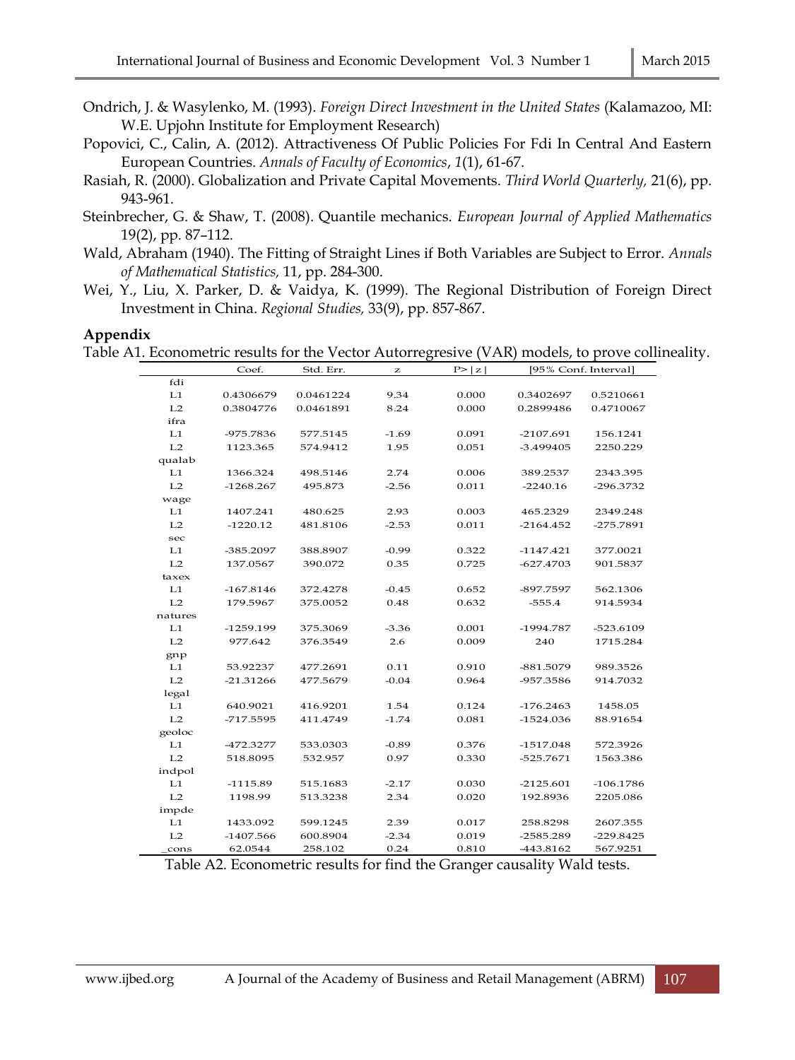Ondrich, J. & Wasylenko, M. (1993). *Foreign Direct Investment in the United States* (Kalamazoo, MI: W.E. Upjohn Institute for Employment Research)

Popovici, C., Calin, A. (2012). Attractiveness Of Public Policies For Fdi In Central And Eastern European Countries. *Annals of Faculty of Economics*, *1*(1), 61-67.

Rasiah, R. (2000). Globalization and Private Capital Movements. *Third World Quarterly,* 21(6), pp. 943-961.

Steinbrecher, G. & Shaw, T. (2008). Quantile mechanics. *European Journal of Applied Mathematics* 19(2), pp. 87–112.

Wald, Abraham (1940). The Fitting of Straight Lines if Both Variables are Subject to Error. *Annals of Mathematical Statistics,* 11, pp. 284-300.

Wei, Y., Liu, X. Parker, D. & Vaidya, K. (1999). The Regional Distribution of Foreign Direct Investment in China. *Regional Studies,* 33(9), pp. 857-867.

## Appendix

Table A1. Econometric results for the Vector Autorregresive (VAR) models, to prove collineality.

| | Coef. | Std. Err. | z | P>\|z\| | [95% Conf. Interval] | |
|---|---|---|---|---|---|---|
| fdi | | | | | | |
| L1 | 0.4306679 | 0.0461224 | 9.34 | 0.000 | 0.3402697 | 0.5210661 |
| L2 | 0.3804776 | 0.0461891 | 8.24 | 0.000 | 0.2899486 | 0.4710067 |
| ifra | | | | | | |
| L1 | -975.7836 | 577.5145 | -1.69 | 0.091 | -2107.691 | 156.1241 |
| L2 | 1123.365 | 574.9412 | 1.95 | 0.051 | -3.499405 | 2250.229 |
| qualab | | | | | | |
| L1 | 1366.324 | 498.5146 | 2.74 | 0.006 | 389.2537 | 2343.395 |
| L2 | -1268.267 | 495.873 | -2.56 | 0.011 | -2240.16 | -296.3732 |
| wage | | | | | | |
| L1 | 1407.241 | 480.625 | 2.93 | 0.003 | 465.2329 | 2349.248 |
| L2 | -1220.12 | 481.8106 | -2.53 | 0.011 | -2164.452 | -275.7891 |
| sec | | | | | | |
| L1 | -385.2097 | 388.8907 | -0.99 | 0.322 | -1147.421 | 377.0021 |
| L2 | 137.0567 | 390.072 | 0.35 | 0.725 | -627.4703 | 901.5837 |
| taxex | | | | | | |
| L1 | -167.8146 | 372.4278 | -0.45 | 0.652 | -897.7597 | 562.1306 |
| L2 | 179.5967 | 375.0052 | 0.48 | 0.632 | -555.4 | 914.5934 |
| natures | | | | | | |
| L1 | -1259.199 | 375.3069 | -3.36 | 0.001 | -1994.787 | -523.6109 |
| L2 | 977.642 | 376.3549 | 2.6 | 0.009 | 240 | 1715.284 |
| gnp | | | | | | |
| L1 | 53.92237 | 477.2691 | 0.11 | 0.910 | -881.5079 | 989.3526 |
| L2 | -21.31266 | 477.5679 | -0.04 | 0.964 | -957.3586 | 914.7032 |
| legal | | | | | | |
| L1 | 640.9021 | 416.9201 | 1.54 | 0.124 | -176.2463 | 1458.05 |
| L2 | -717.5595 | 411.4749 | -1.74 | 0.081 | -1524.036 | 88.91654 |
| geoloc | | | | | | |
| L1 | -472.3277 | 533.0303 | -0.89 | 0.376 | -1517.048 | 572.3926 |
| L2 | 518.8095 | 532.957 | 0.97 | 0.330 | -525.7671 | 1563.386 |
| indpol | | | | | | |
| L1 | -1115.89 | 515.1683 | -2.17 | 0.030 | -2125.601 | -106.1786 |
| L2 | 1198.99 | 513.3238 | 2.34 | 0.020 | 192.8936 | 2205.086 |
| impde | | | | | | |
| L1 | 1433.092 | 599.1245 | 2.39 | 0.017 | 258.8298 | 2607.355 |
| L2 | -1407.566 | 600.8904 | -2.34 | 0.019 | -2585.289 | -229.8425 |
| _cons | 62.0544 | 258.102 | 0.24 | 0.810 | -443.8162 | 567.9251 |

Table A2. Econometric results for find the Granger causality Wald tests.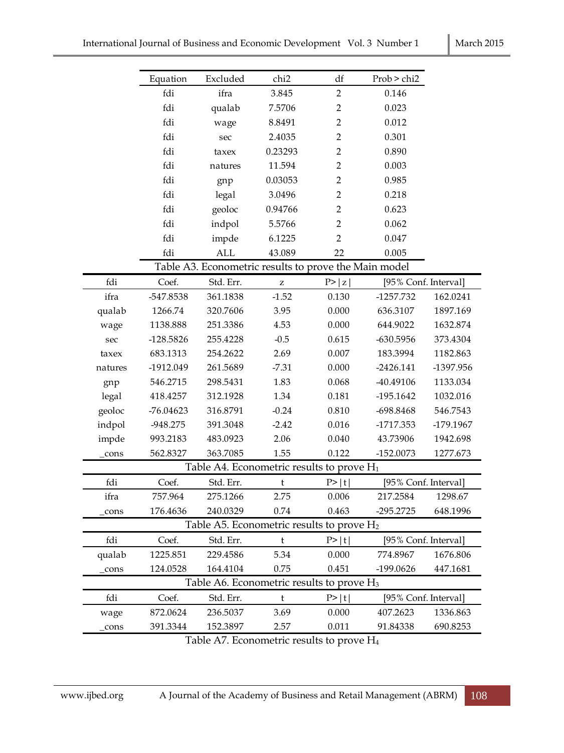| Equation | Excluded | chi2 | df | Prob > chi2 |
|---|---|---|---|---|
| fdi | ifra | 3.845 | 2 | 0.146 |
| fdi | qualab | 7.5706 | 2 | 0.023 |
| fdi | wage | 8.8491 | 2 | 0.012 |
| fdi | sec | 2.4035 | 2 | 0.301 |
| fdi | taxex | 0.23293 | 2 | 0.890 |
| fdi | natures | 11.594 | 2 | 0.003 |
| fdi | gnp | 0.03053 | 2 | 0.985 |
| fdi | legal | 3.0496 | 2 | 0.218 |
| fdi | geoloc | 0.94766 | 2 | 0.623 |
| fdi | indpol | 5.5766 | 2 | 0.062 |
| fdi | impde | 6.1225 | 2 | 0.047 |
| fdi | ALL | 43.089 | 22 | 0.005 |

Table A3. Econometric results to prove the Main model

| fdi | Coef. | Std. Err. | z | P>\|z\| | [95% Conf. Interval] | |
|---|---|---|---|---|---|---|
| ifra | -547.8538 | 361.1838 | -1.52 | 0.130 | -1257.732 | 162.0241 |
| qualab | 1266.74 | 320.7606 | 3.95 | 0.000 | 636.3107 | 1897.169 |
| wage | 1138.888 | 251.3386 | 4.53 | 0.000 | 644.9022 | 1632.874 |
| sec | -128.5826 | 255.4228 | -0.5 | 0.615 | -630.5956 | 373.4304 |
| taxex | 683.1313 | 254.2622 | 2.69 | 0.007 | 183.3994 | 1182.863 |
| natures | -1912.049 | 261.5689 | -7.31 | 0.000 | -2426.141 | -1397.956 |
| gnp | 546.2715 | 298.5431 | 1.83 | 0.068 | -40.49106 | 1133.034 |
| legal | 418.4257 | 312.1928 | 1.34 | 0.181 | -195.1642 | 1032.016 |
| geoloc | -76.04623 | 316.8791 | -0.24 | 0.810 | -698.8468 | 546.7543 |
| indpol | -948.275 | 391.3048 | -2.42 | 0.016 | -1717.353 | -179.1967 |
| impde | 993.2183 | 483.0923 | 2.06 | 0.040 | 43.73906 | 1942.698 |
| _cons | 562.8327 | 363.7085 | 1.55 | 0.122 | -152.0073 | 1277.673 |

Table A4. Econometric results to prove $H_1$

| fdi | Coef. | Std. Err. | t | P>\|t\| | [95% Conf. Interval] | |
|---|---|---|---|---|---|---|
| ifra | 757.964 | 275.1266 | 2.75 | 0.006 | 217.2584 | 1298.67 |
| _cons | 176.4636 | 240.0329 | 0.74 | 0.463 | -295.2725 | 648.1996 |

Table A5. Econometric results to prove $H_2$

| fdi | Coef. | Std. Err. | t | P>\|t\| | [95% Conf. Interval] | |
|---|---|---|---|---|---|---|
| qualab | 1225.851 | 229.4586 | 5.34 | 0.000 | 774.8967 | 1676.806 |
| _cons | 124.0528 | 164.4104 | 0.75 | 0.451 | -199.0626 | 447.1681 |

Table A6. Econometric results to prove $H_3$

| fdi | Coef. | Std. Err. | t | P>\|t\| | [95% Conf. Interval] | |
|---|---|---|---|---|---|---|
| wage | 872.0624 | 236.5037 | 3.69 | 0.000 | 407.2623 | 1336.863 |
| _cons | 391.3344 | 152.3897 | 2.57 | 0.011 | 91.84338 | 690.8253 |

Table A7. Econometric results to prove $H_4$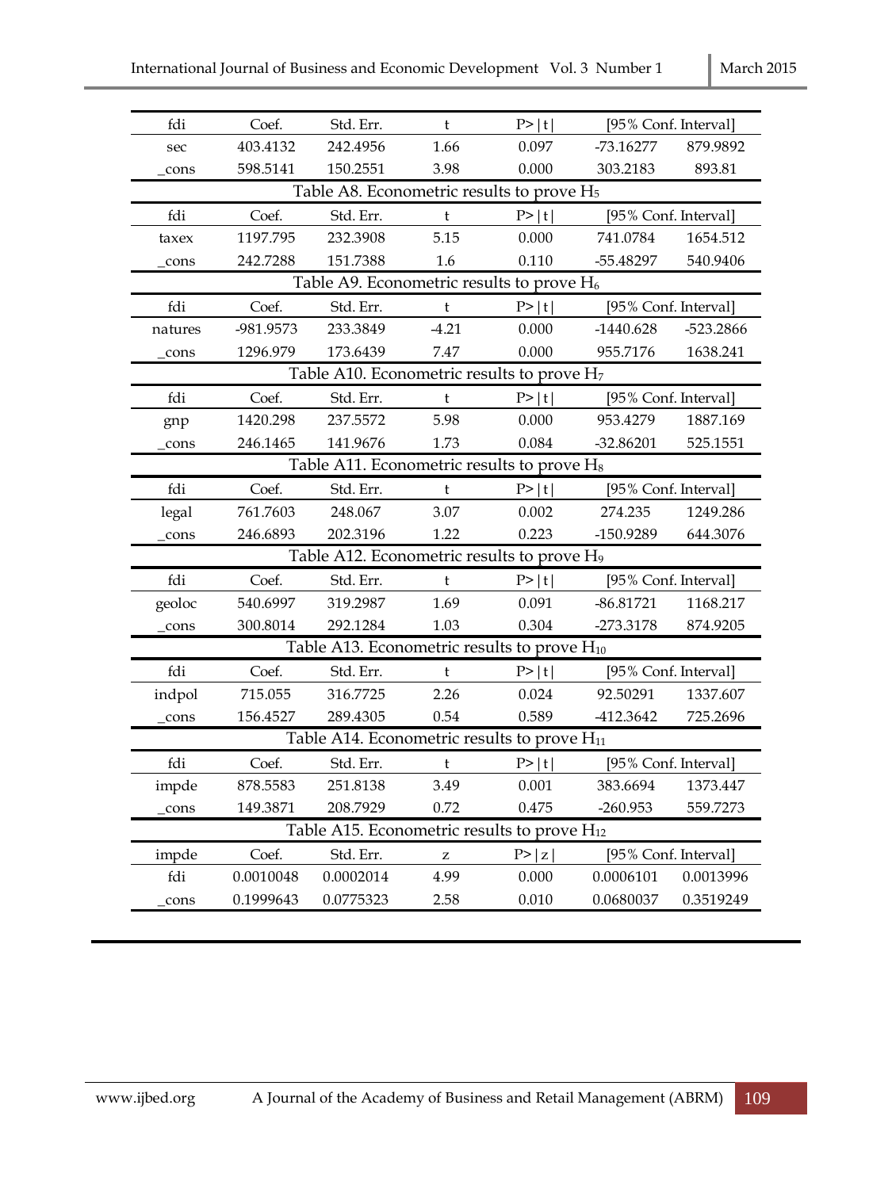| fdi | Coef. | Std. Err. | t | P>\|t\| | [95% Conf. Interval] | |
|---|---|---|---|---|---|---|
| sec | 403.4132 | 242.4956 | 1.66 | 0.097 | -73.16277 | 879.9892 |
| _cons | 598.5141 | 150.2551 | 3.98 | 0.000 | 303.2183 | 893.81 |

Table A8. Econometric results to prove $H_5$

| fdi | Coef. | Std. Err. | t | P>\|t\| | [95% Conf. Interval] | |
|---|---|---|---|---|---|---|
| taxex | 1197.795 | 232.3908 | 5.15 | 0.000 | 741.0784 | 1654.512 |
| _cons | 242.7288 | 151.7388 | 1.6 | 0.110 | -55.48297 | 540.9406 |

Table A9. Econometric results to prove $H_6$

| fdi | Coef. | Std. Err. | t | P>\|t\| | [95% Conf. Interval] | |
|---|---|---|---|---|---|---|
| natures | -981.9573 | 233.3849 | -4.21 | 0.000 | -1440.628 | -523.2866 |
| _cons | 1296.979 | 173.6439 | 7.47 | 0.000 | 955.7176 | 1638.241 |

Table A10. Econometric results to prove $H_7$

| fdi | Coef. | Std. Err. | t | P>\|t\| | [95% Conf. Interval] | |
|---|---|---|---|---|---|---|
| gnp | 1420.298 | 237.5572 | 5.98 | 0.000 | 953.4279 | 1887.169 |
| _cons | 246.1465 | 141.9676 | 1.73 | 0.084 | -32.86201 | 525.1551 |

Table A11. Econometric results to prove $H_8$

| fdi | Coef. | Std. Err. | t | P>\|t\| | [95% Conf. Interval] | |
|---|---|---|---|---|---|---|
| legal | 761.7603 | 248.067 | 3.07 | 0.002 | 274.235 | 1249.286 |
| _cons | 246.6893 | 202.3196 | 1.22 | 0.223 | -150.9289 | 644.3076 |

Table A12. Econometric results to prove $H_9$

| fdi | Coef. | Std. Err. | t | P>\|t\| | [95% Conf. Interval] | |
|---|---|---|---|---|---|---|
| geoloc | 540.6997 | 319.2987 | 1.69 | 0.091 | -86.81721 | 1168.217 |
| _cons | 300.8014 | 292.1284 | 1.03 | 0.304 | -273.3178 | 874.9205 |

Table A13. Econometric results to prove $H_{10}$

| fdi | Coef. | Std. Err. | t | P>\|t\| | [95% Conf. Interval] | |
|---|---|---|---|---|---|---|
| indpol | 715.055 | 316.7725 | 2.26 | 0.024 | 92.50291 | 1337.607 |
| _cons | 156.4527 | 289.4305 | 0.54 | 0.589 | -412.3642 | 725.2696 |

Table A14. Econometric results to prove $H_{11}$

| fdi | Coef. | Std. Err. | t | P>\|t\| | [95% Conf. Interval] | |
|---|---|---|---|---|---|---|
| impde | 878.5583 | 251.8138 | 3.49 | 0.001 | 383.6694 | 1373.447 |
| _cons | 149.3871 | 208.7929 | 0.72 | 0.475 | -260.953 | 559.7273 |

Table A15. Econometric results to prove $H_{12}$

| impde | Coef. | Std. Err. | z | P>\|z\| | [95% Conf. Interval] | |
|---|---|---|---|---|---|---|
| fdi | 0.0010048 | 0.0002014 | 4.99 | 0.000 | 0.0006101 | 0.0013996 |
| _cons | 0.1999643 | 0.0775323 | 2.58 | 0.010 | 0.0680037 | 0.3519249 |